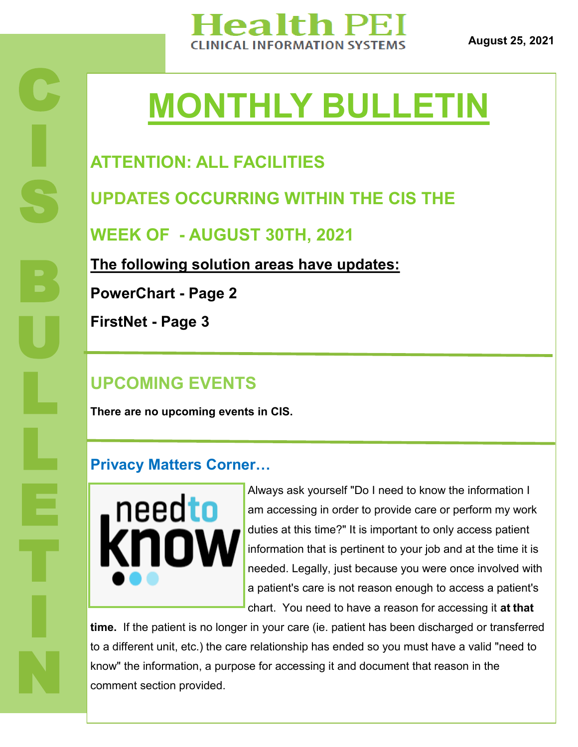# Health PEI

CLINICAL INFORMATION SYSTEMS

**August 25, 2021**

CIS BULLETIN

# MONTHLY BULLETIN

## ATTENTION: ALL FACILITIES

## UPDATES OCCURRING WITHIN THE CIS THE WEEK OF - AUGUST 30TH, 2021

**The following solution areas have updates:**

**PowerChart - Page 2**

**FirstNet - Page 3**

## UPCOMING EVENTS

**There are no upcoming events in CIS.**

### Privacy Matters Corner…

need to know

Always ask yourself "Do I need to know the information I am accessing in order to provide care or perform my work duties at this time?" It is important to only access patient information that is pertinent to your job and at the time it is needed. Legally, just because you were once involved with a patient's care is not reason enough to access a patient's chart. You need to have a reason for accessing it **at that time.** If the patient is no longer in your care (ie. patient has been discharged or transferred to a different unit, etc.) the care relationship has ended so you must have a valid "need to know" the information, a purpose for accessing it and document that reason in the comment section provided.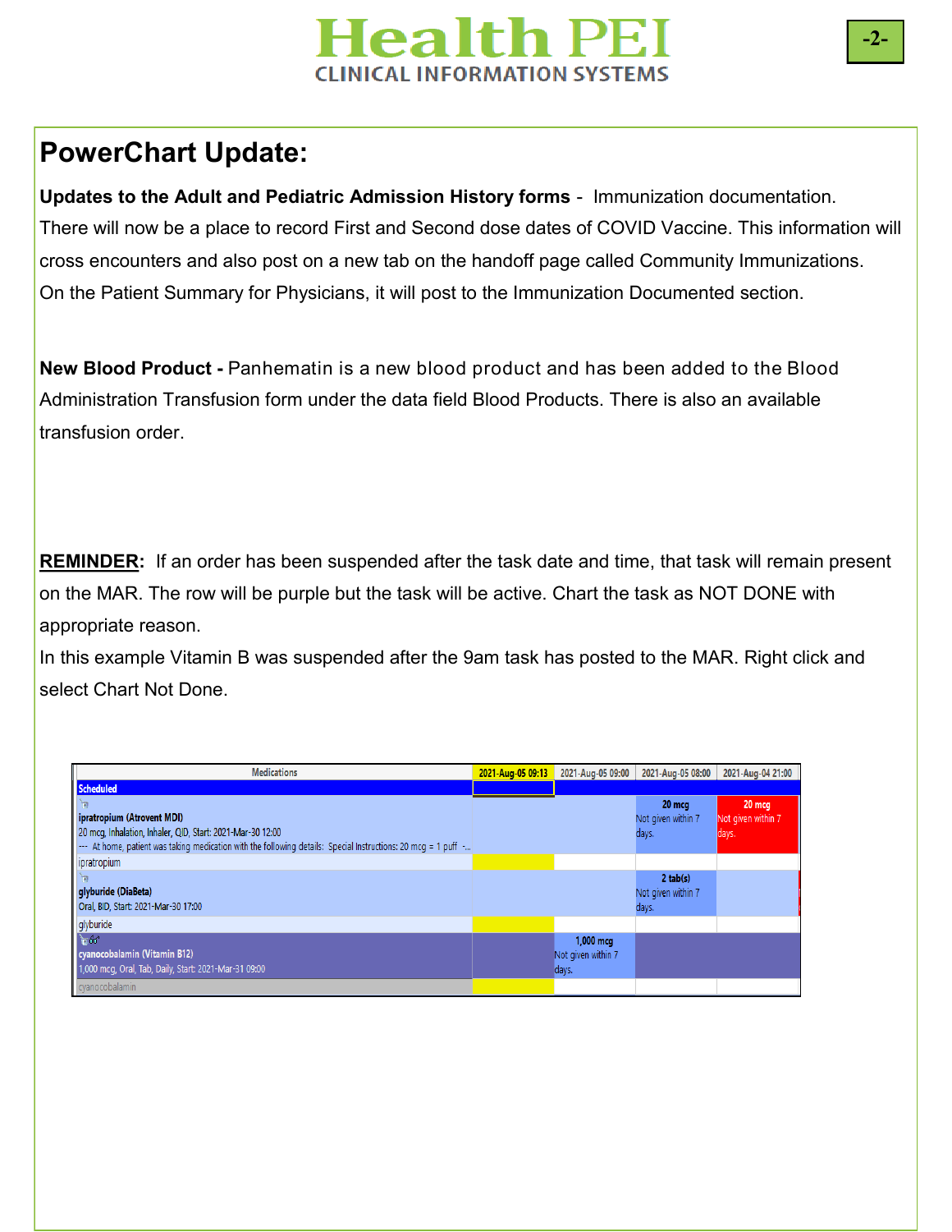## PowerChart Update:

**Updates to the Adult and Pediatric Admission History forms** - Immunization documentation. There will now be a place to record First and Second dose dates of COVID Vaccine. This information will cross encounters and also post on a new tab on the handoff page called Community Immunizations. On the Patient Summary for Physicians, it will post to the Immunization Documented section.

**New Blood Product -** Panhematin is a new blood product and has been added to the Blood Administration Transfusion form under the data field Blood Products. There is also an available transfusion order.

<u>**REMINDER**</u>**:** If an order has been suspended after the task date and time, that task will remain present on the MAR. The row will be purple but the task will be active. Chart the task as NOT DONE with appropriate reason.

In this example Vitamin B was suspended after the 9am task has posted to the MAR. Right click and select Chart Not Done.

| Medications | 2021-Aug-05 09:13 | 2021-Aug-05 09:00 | 2021-Aug-05 08:00 | 2021-Aug-04 21:00 |
|---|---|---|---|---|
| **Scheduled** | | | | |
| **ipratropium (Atrovent MDI)** 20 mcg, Inhalation, Inhaler, QID, Start: 2021-Mar-30 12:00 --- At home, patient was taking medication with the following details: Special Instructions: 20 mcg = 1 puff -... | | | **20 mcg** Not given within 7 days. | **20 mcg** Not given within 7 days. |
| ipratropium | | | | |
| **glyburide (DiaBeta)** Oral, BID, Start: 2021-Mar-30 17:00 | | | **2 tab(s)** Not given within 7 days. | |
| glyburide | | | | |
| **cyanocobalamin (Vitamin B12)** 1,000 mcg, Oral, Tab, Daily, Start: 2021-Mar-31 09:00 | | **1,000 mcg** Not given within 7 days. | | |
| cyanocobalamin | | | | |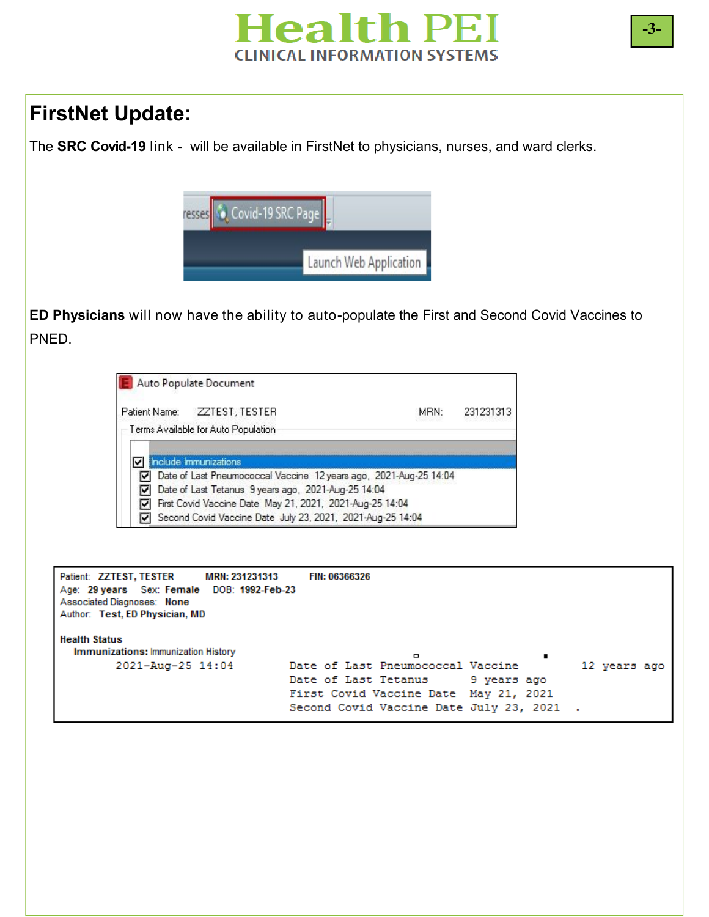## FirstNet Update:

The **SRC Covid-19** link - will be available in FirstNet to physicians, nurses, and ward clerks.

resses | Covid-19 SRC Page

Launch Web Application

**ED Physicians** will now have the ability to auto-populate the First and Second Covid Vaccines to PNED.

Auto Populate Document

Patient Name: ZZTEST, TESTER MRN: 231231313

Terms Available for Auto Population

- ☑ Include Immunizations
  - ☑ Date of Last Pneumococcal Vaccine 12 years ago, 2021-Aug-25 14:04
  - ☑ Date of Last Tetanus 9 years ago, 2021-Aug-25 14:04
  - ☑ First Covid Vaccine Date May 21, 2021, 2021-Aug-25 14:04
  - ☑ Second Covid Vaccine Date July 23, 2021, 2021-Aug-25 14:04

Patient: **ZZTEST, TESTER** MRN: **231231313** FIN: **06366326**
Age: **29 years** Sex: **Female** DOB: **1992-Feb-23**
Associated Diagnoses: **None**
Author: **Test, ED Physician, MD**

**Health Status**
**Immunizations:** Immunization History

```
2021-Aug-25 14:04        Date of Last Pneumococcal Vaccine        12 years ago
                         Date of Last Tetanus      9 years ago
                         First Covid Vaccine Date  May 21, 2021
                         Second Covid Vaccine Date July 23, 2021   .
```